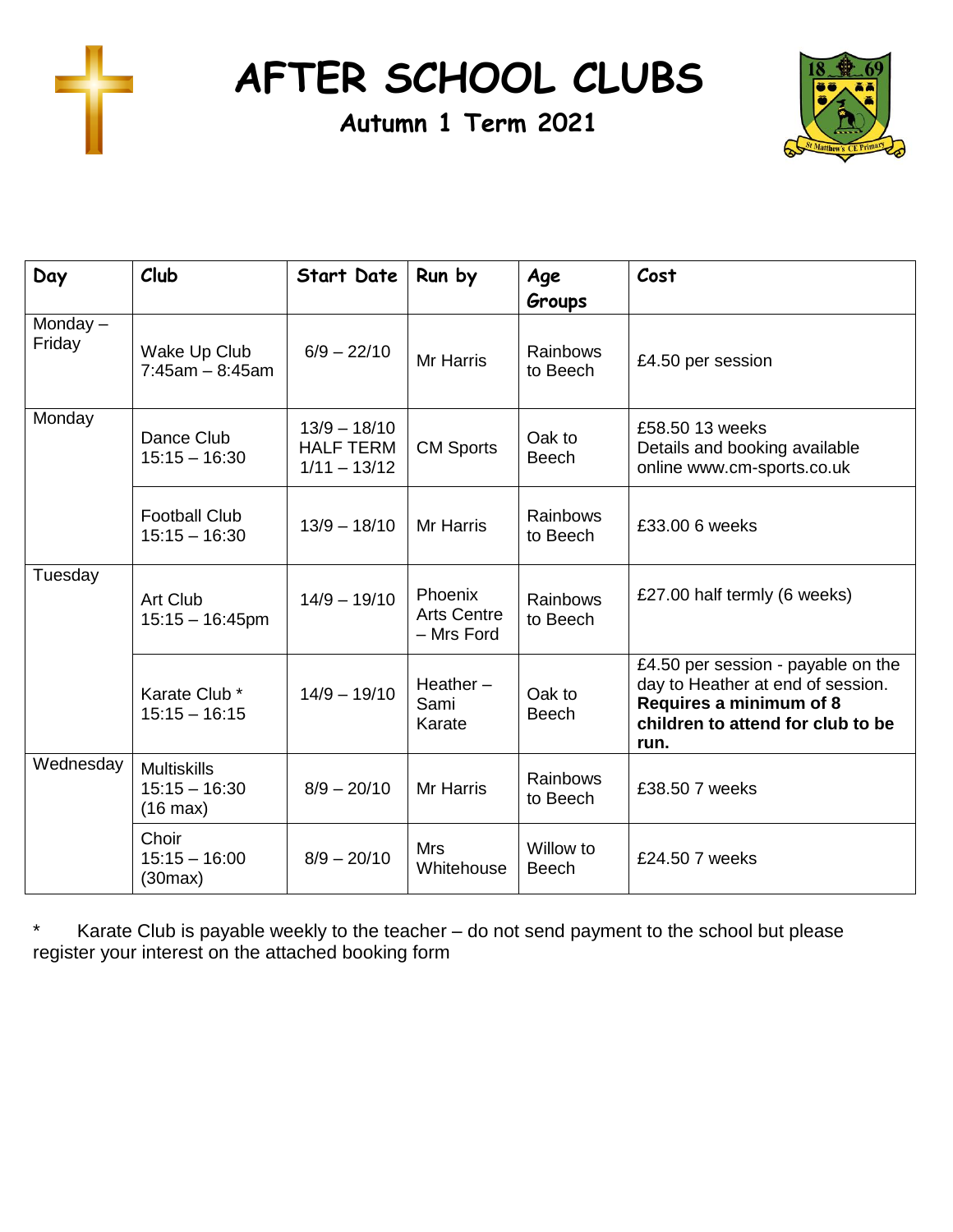# AFTER SCHOOL CLUBS

## Autumn 1 Term 2021

| Day | Club | Start Date | Run by | Age Groups | Cost |
|---|---|---|---|---|---|
| Monday – Friday | Wake Up Club 7:45am – 8:45am | 6/9 – 22/10 | Mr Harris | Rainbows to Beech | £4.50 per session |
| Monday | Dance Club 15:15 – 16:30 | 13/9 – 18/10 HALF TERM 1/11 – 13/12 | CM Sports | Oak to Beech | £58.50 13 weeks Details and booking available online www.cm-sports.co.uk |
| | Football Club 15:15 – 16:30 | 13/9 – 18/10 | Mr Harris | Rainbows to Beech | £33.00 6 weeks |
| Tuesday | Art Club 15:15 – 16:45pm | 14/9 – 19/10 | Phoenix Arts Centre – Mrs Ford | Rainbows to Beech | £27.00 half termly (6 weeks) |
| | Karate Club * 15:15 – 16:15 | 14/9 – 19/10 | Heather – Sami Karate | Oak to Beech | £4.50 per session - payable on the day to Heather at end of session. **Requires a minimum of 8 children to attend for club to be run.** |
| Wednesday | Multiskills 15:15 – 16:30 (16 max) | 8/9 – 20/10 | Mr Harris | Rainbows to Beech | £38.50 7 weeks |
| | Choir 15:15 – 16:00 (30max) | 8/9 – 20/10 | Mrs Whitehouse | Willow to Beech | £24.50 7 weeks |

\* Karate Club is payable weekly to the teacher – do not send payment to the school but please register your interest on the attached booking form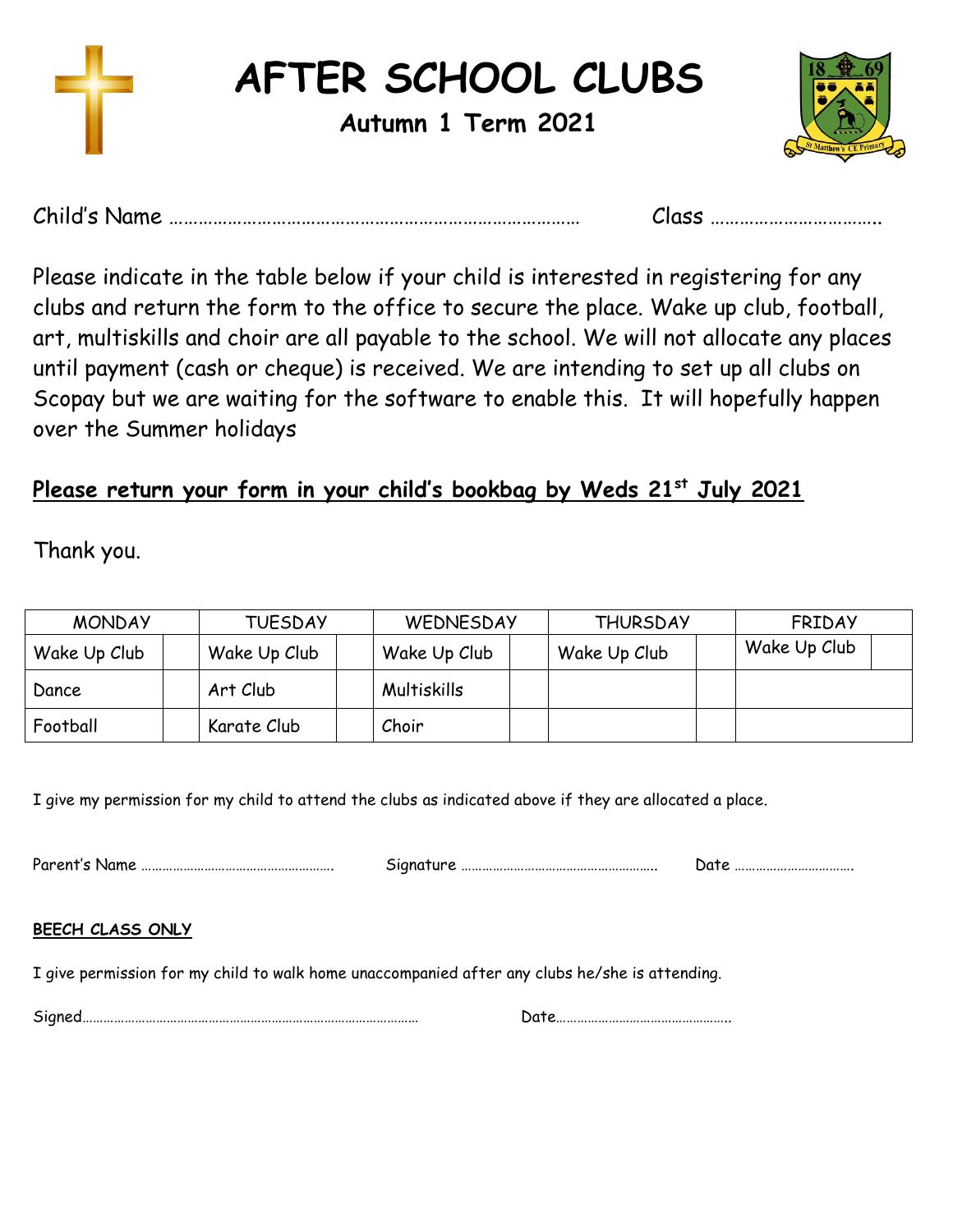# AFTER SCHOOL CLUBS

## Autumn 1 Term 2021

Child's Name ………………………………………………………………………… Class …………………………….

Please indicate in the table below if your child is interested in registering for any clubs and return the form to the office to secure the place. Wake up club, football, art, multiskills and choir are all payable to the school. We will not allocate any places until payment (cash or cheque) is received. We are intending to set up all clubs on Scopay but we are waiting for the software to enable this. It will hopefully happen over the Summer holidays

**Please return your form in your child's bookbag by Weds 21st July 2021**

Thank you.

| MONDAY | | TUESDAY | | WEDNESDAY | | THURSDAY | | FRIDAY | |
|---|---|---|---|---|---|---|---|---|---|
| Wake Up Club | | Wake Up Club | | Wake Up Club | | Wake Up Club | | Wake Up Club | |
| Dance | | Art Club | | Multiskills | | | | | |
| Football | | Karate Club | | Choir | | | | | |

I give my permission for my child to attend the clubs as indicated above if they are allocated a place.

Parent's Name ………………………………………………. Signature ………………………………………………. Date …………………………….

**BEECH CLASS ONLY**

I give permission for my child to walk home unaccompanied after any clubs he/she is attending.

Signed……………………………………………………………………………………… Date…………………………………………..